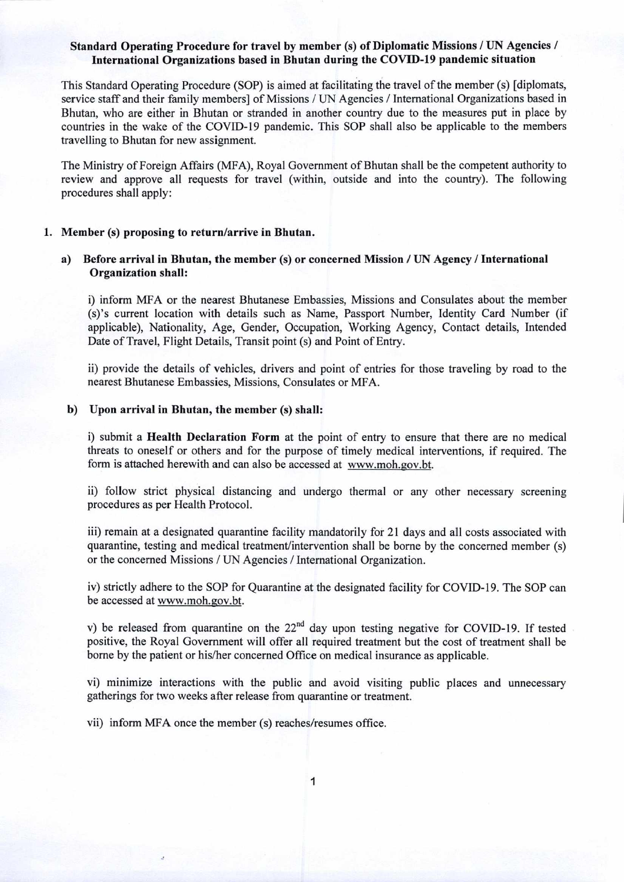**Standard Operating Procedure for travel by member (s) of Diplomatic Missions / UN Agencies / International Organizations based in Bhutan during the COVID-19 pandemic situation**

This Standard Operating Procedure (SOP) is aimed at facilitating the travel of the member (s) [diplomats, service staff and their family members] of Missions / UN Agencies / International Organizations based in Bhutan, who are either in Bhutan or stranded in another country due to the measures put in place by countries in the wake of the COVID-19 pandemic. This SOP shall also be applicable to the members travelling to Bhutan for new assignment.

The Ministry of Foreign Affairs (MFA), Royal Government of Bhutan shall be the competent authority to review and approve all requests for travel (within, outside and into the country). The following procedures shall apply:

1. **Member (s) proposing to return/arrive in Bhutan.**

   a) **Before arrival in Bhutan, the member (s) or concerned Mission / UN Agency / International Organization shall:**

      i) inform MFA or the nearest Bhutanese Embassies, Missions and Consulates about the member (s)'s current location with details such as Name, Passport Number, Identity Card Number (if applicable), Nationality, Age, Gender, Occupation, Working Agency, Contact details, Intended Date of Travel, Flight Details, Transit point (s) and Point of Entry.

      ii) provide the details of vehicles, drivers and point of entries for those traveling by road to the nearest Bhutanese Embassies, Missions, Consulates or MFA.

   b) **Upon arrival in Bhutan, the member (s) shall:**

      i) submit a **Health Declaration Form** at the point of entry to ensure that there are no medical threats to oneself or others and for the purpose of timely medical interventions, if required. The form is attached herewith and can also be accessed at www.moh.gov.bt.

      ii) follow strict physical distancing and undergo thermal or any other necessary screening procedures as per Health Protocol.

      iii) remain at a designated quarantine facility mandatorily for 21 days and all costs associated with quarantine, testing and medical treatment/intervention shall be borne by the concerned member (s) or the concerned Missions / UN Agencies / International Organization.

      iv) strictly adhere to the SOP for Quarantine at the designated facility for COVID-19. The SOP can be accessed at www.moh.gov.bt.

      v) be released from quarantine on the 22nd day upon testing negative for COVID-19. If tested positive, the Royal Government will offer all required treatment but the cost of treatment shall be borne by the patient or his/her concerned Office on medical insurance as applicable.

      vi) minimize interactions with the public and avoid visiting public places and unnecessary gatherings for two weeks after release from quarantine or treatment.

      vii) inform MFA once the member (s) reaches/resumes office.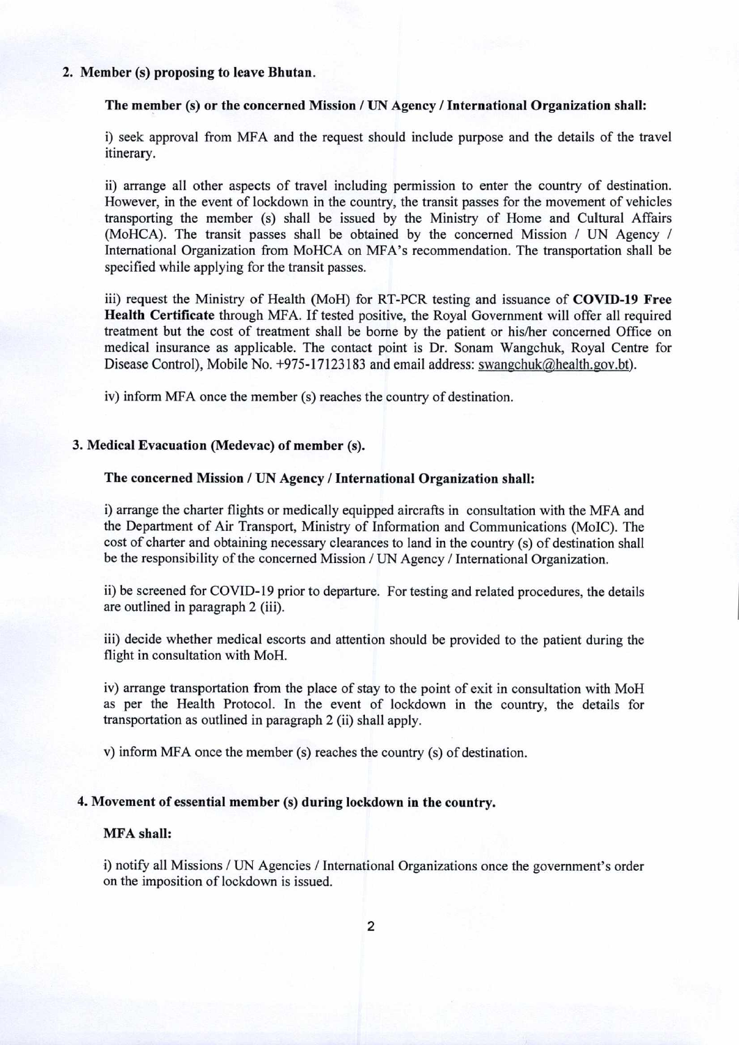**2. Member (s) proposing to leave Bhutan.**

**The member (s) or the concerned Mission / UN Agency / International Organization shall:**

i) seek approval from MFA and the request should include purpose and the details of the travel itinerary.

ii) arrange all other aspects of travel including permission to enter the country of destination. However, in the event of lockdown in the country, the transit passes for the movement of vehicles transporting the member (s) shall be issued by the Ministry of Home and Cultural Affairs (MoHCA). The transit passes shall be obtained by the concerned Mission / UN Agency / International Organization from MoHCA on MFA's recommendation. The transportation shall be specified while applying for the transit passes.

iii) request the Ministry of Health (MoH) for RT-PCR testing and issuance of **COVID-19 Free Health Certificate** through MFA. If tested positive, the Royal Government will offer all required treatment but the cost of treatment shall be borne by the patient or his/her concerned Office on medical insurance as applicable. The contact point is Dr. Sonam Wangchuk, Royal Centre for Disease Control), Mobile No. +975-17123183 and email address: swangchuk@health.gov.bt).

iv) inform MFA once the member (s) reaches the country of destination.

**3. Medical Evacuation (Medevac) of member (s).**

**The concerned Mission / UN Agency / International Organization shall:**

i) arrange the charter flights or medically equipped aircrafts in consultation with the MFA and the Department of Air Transport, Ministry of Information and Communications (MoIC). The cost of charter and obtaining necessary clearances to land in the country (s) of destination shall be the responsibility of the concerned Mission / UN Agency / International Organization.

ii) be screened for COVID-19 prior to departure. For testing and related procedures, the details are outlined in paragraph 2 (iii).

iii) decide whether medical escorts and attention should be provided to the patient during the flight in consultation with MoH.

iv) arrange transportation from the place of stay to the point of exit in consultation with MoH as per the Health Protocol. In the event of lockdown in the country, the details for transportation as outlined in paragraph 2 (ii) shall apply.

v) inform MFA once the member (s) reaches the country (s) of destination.

**4. Movement of essential member (s) during lockdown in the country.**

**MFA shall:**

i) notify all Missions / UN Agencies / International Organizations once the government's order on the imposition of lockdown is issued.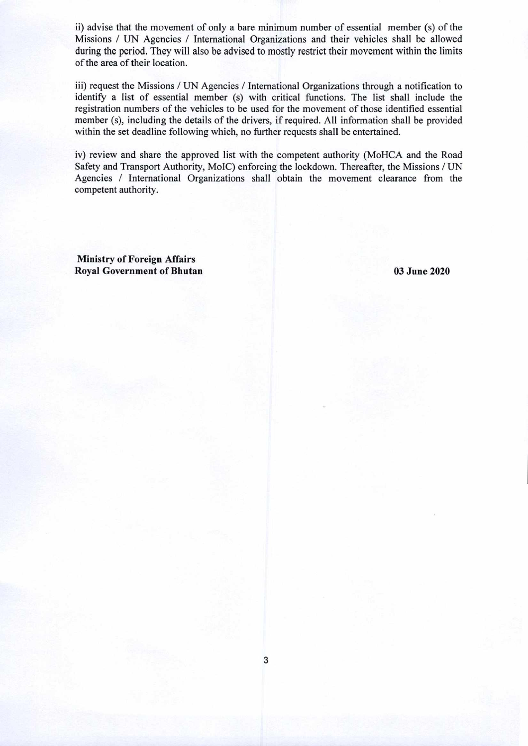ii) advise that the movement of only a bare minimum number of essential member (s) of the Missions / UN Agencies / International Organizations and their vehicles shall be allowed during the period. They will also be advised to mostly restrict their movement within the limits of the area of their location.

iii) request the Missions / UN Agencies / International Organizations through a notification to identify a list of essential member (s) with critical functions. The list shall include the registration numbers of the vehicles to be used for the movement of those identified essential member (s), including the details of the drivers, if required. All information shall be provided within the set deadline following which, no further requests shall be entertained.

iv) review and share the approved list with the competent authority (MoHCA and the Road Safety and Transport Authority, MoIC) enforcing the lockdown. Thereafter, the Missions / UN Agencies / International Organizations shall obtain the movement clearance from the competent authority.

**Ministry of Foreign Affairs**
**Royal Government of Bhutan**

**03 June 2020**